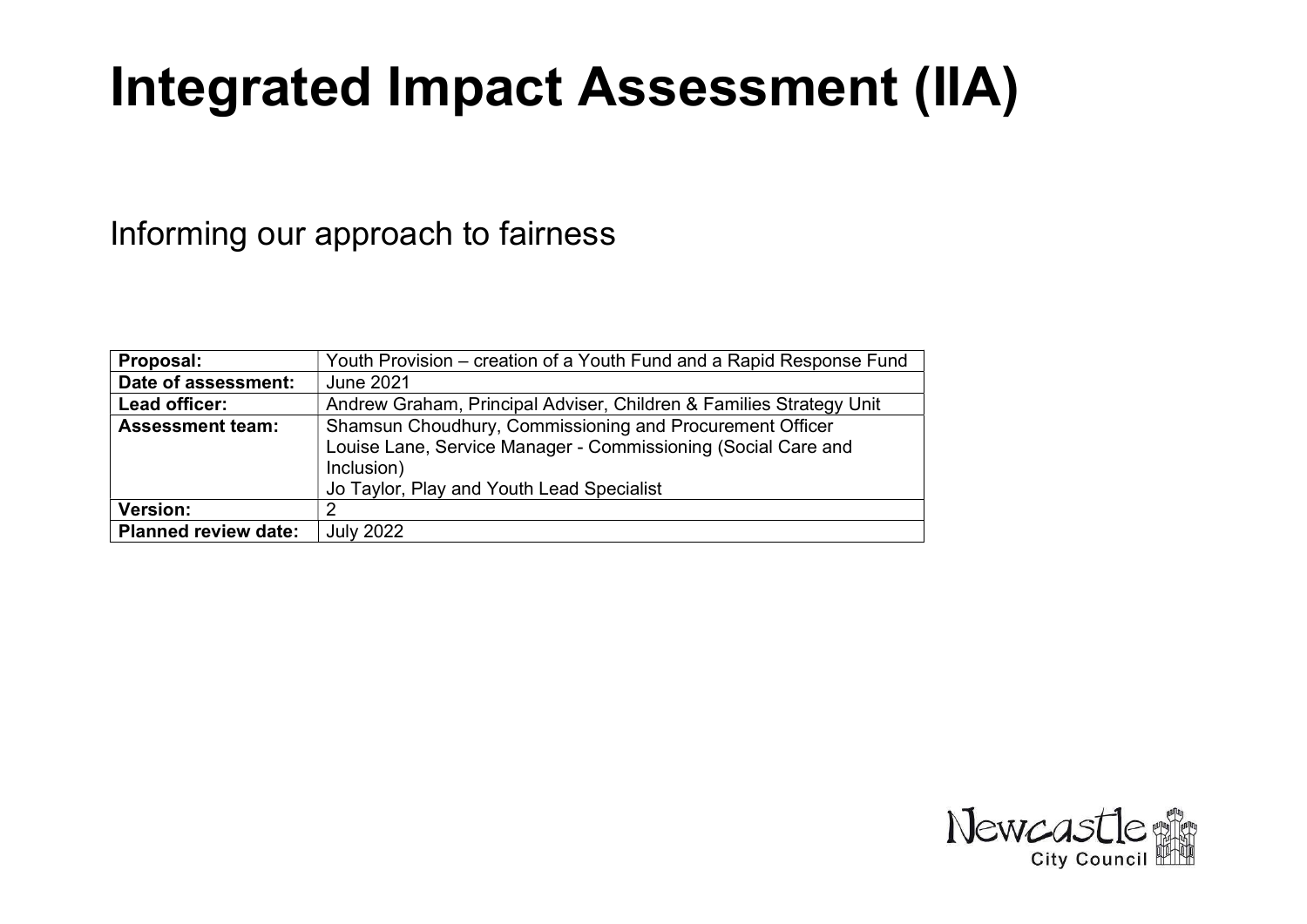# Integrated Impact Assessment (IIA)

Informing our approach to fairness

| | |
|---|---|
| **Proposal:** | Youth Provision – creation of a Youth Fund and a Rapid Response Fund |
| **Date of assessment:** | June 2021 |
| **Lead officer:** | Andrew Graham, Principal Adviser, Children & Families Strategy Unit |
| **Assessment team:** | Shamsun Choudhury, Commissioning and Procurement Officer<br>Louise Lane, Service Manager - Commissioning (Social Care and Inclusion)<br>Jo Taylor, Play and Youth Lead Specialist |
| **Version:** | 2 |
| **Planned review date:** | July 2022 |

Newcastle City Council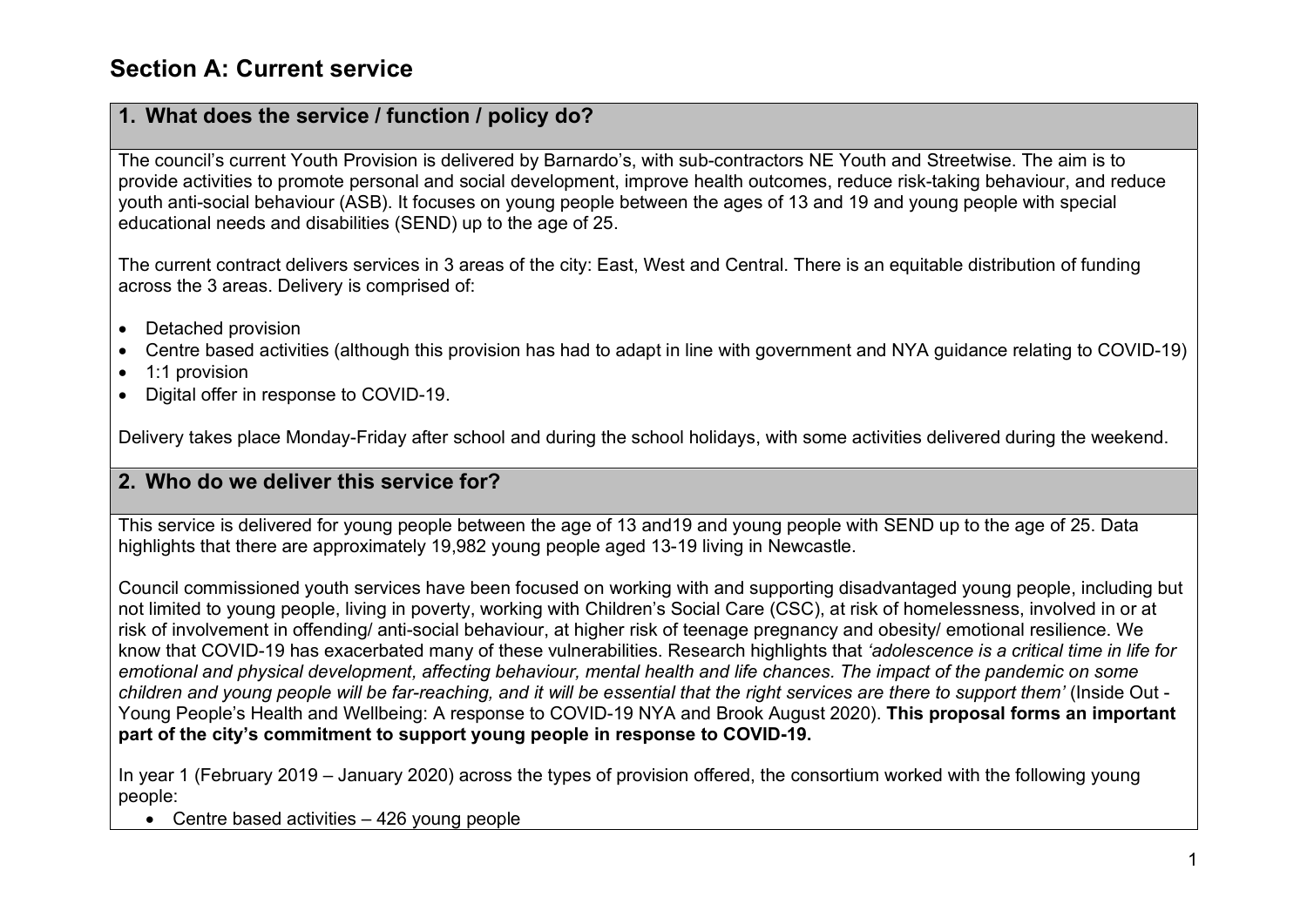# Section A: Current service

## 1. What does the service / function / policy do?

The council's current Youth Provision is delivered by Barnardo's, with sub-contractors NE Youth and Streetwise. The aim is to provide activities to promote personal and social development, improve health outcomes, reduce risk-taking behaviour, and reduce youth anti-social behaviour (ASB). It focuses on young people between the ages of 13 and 19 and young people with special educational needs and disabilities (SEND) up to the age of 25.

The current contract delivers services in 3 areas of the city: East, West and Central. There is an equitable distribution of funding across the 3 areas. Delivery is comprised of:

- Detached provision
- Centre based activities (although this provision has had to adapt in line with government and NYA guidance relating to COVID-19)
- 1:1 provision
- Digital offer in response to COVID-19.

Delivery takes place Monday-Friday after school and during the school holidays, with some activities delivered during the weekend.

## 2. Who do we deliver this service for?

This service is delivered for young people between the age of 13 and19 and young people with SEND up to the age of 25. Data highlights that there are approximately 19,982 young people aged 13-19 living in Newcastle.

Council commissioned youth services have been focused on working with and supporting disadvantaged young people, including but not limited to young people, living in poverty, working with Children's Social Care (CSC), at risk of homelessness, involved in or at risk of involvement in offending/ anti-social behaviour, at higher risk of teenage pregnancy and obesity/ emotional resilience. We know that COVID-19 has exacerbated many of these vulnerabilities. Research highlights that *'adolescence is a critical time in life for emotional and physical development, affecting behaviour, mental health and life chances. The impact of the pandemic on some children and young people will be far-reaching, and it will be essential that the right services are there to support them'* (Inside Out - Young People's Health and Wellbeing: A response to COVID-19 NYA and Brook August 2020). **This proposal forms an important part of the city's commitment to support young people in response to COVID-19.**

In year 1 (February 2019 – January 2020) across the types of provision offered, the consortium worked with the following young people:

- Centre based activities – 426 young people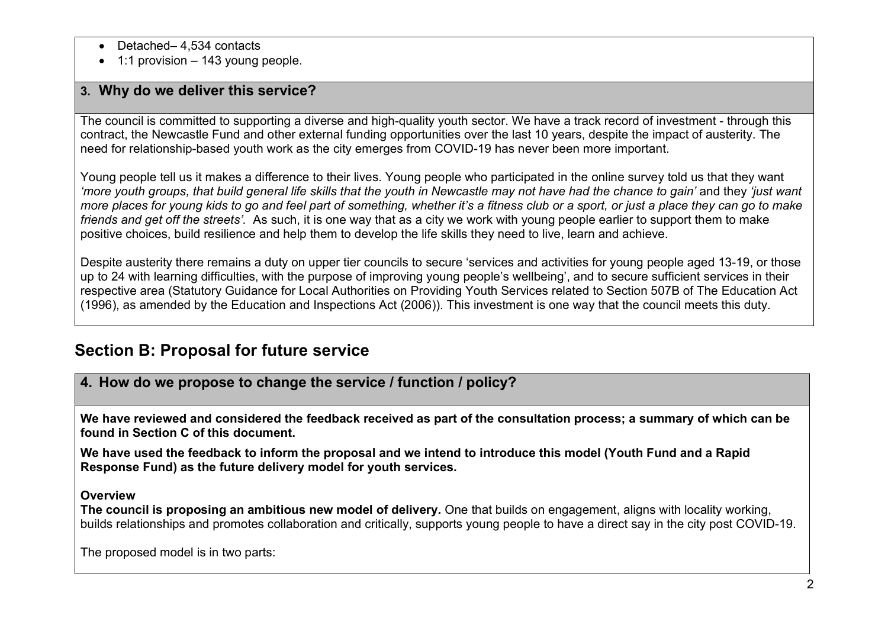- Detached– 4,534 contacts
- 1:1 provision – 143 young people.

### 3. Why do we deliver this service?

The council is committed to supporting a diverse and high-quality youth sector. We have a track record of investment - through this contract, the Newcastle Fund and other external funding opportunities over the last 10 years, despite the impact of austerity. The need for relationship-based youth work as the city emerges from COVID-19 has never been more important.

Young people tell us it makes a difference to their lives. Young people who participated in the online survey told us that they want *'more youth groups, that build general life skills that the youth in Newcastle may not have had the chance to gain'* and they *'just want more places for young kids to go and feel part of something, whether it's a fitness club or a sport, or just a place they can go to make friends and get off the streets'.* As such, it is one way that as a city we work with young people earlier to support them to make positive choices, build resilience and help them to develop the life skills they need to live, learn and achieve.

Despite austerity there remains a duty on upper tier councils to secure 'services and activities for young people aged 13-19, or those up to 24 with learning difficulties, with the purpose of improving young people's wellbeing', and to secure sufficient services in their respective area (Statutory Guidance for Local Authorities on Providing Youth Services related to Section 507B of The Education Act (1996), as amended by the Education and Inspections Act (2006)). This investment is one way that the council meets this duty.

## Section B: Proposal for future service

### 4. How do we propose to change the service / function / policy?

**We have reviewed and considered the feedback received as part of the consultation process; a summary of which can be found in Section C of this document.**

**We have used the feedback to inform the proposal and we intend to introduce this model (Youth Fund and a Rapid Response Fund) as the future delivery model for youth services.**

**Overview**

**The council is proposing an ambitious new model of delivery.** One that builds on engagement, aligns with locality working, builds relationships and promotes collaboration and critically, supports young people to have a direct say in the city post COVID-19.

The proposed model is in two parts: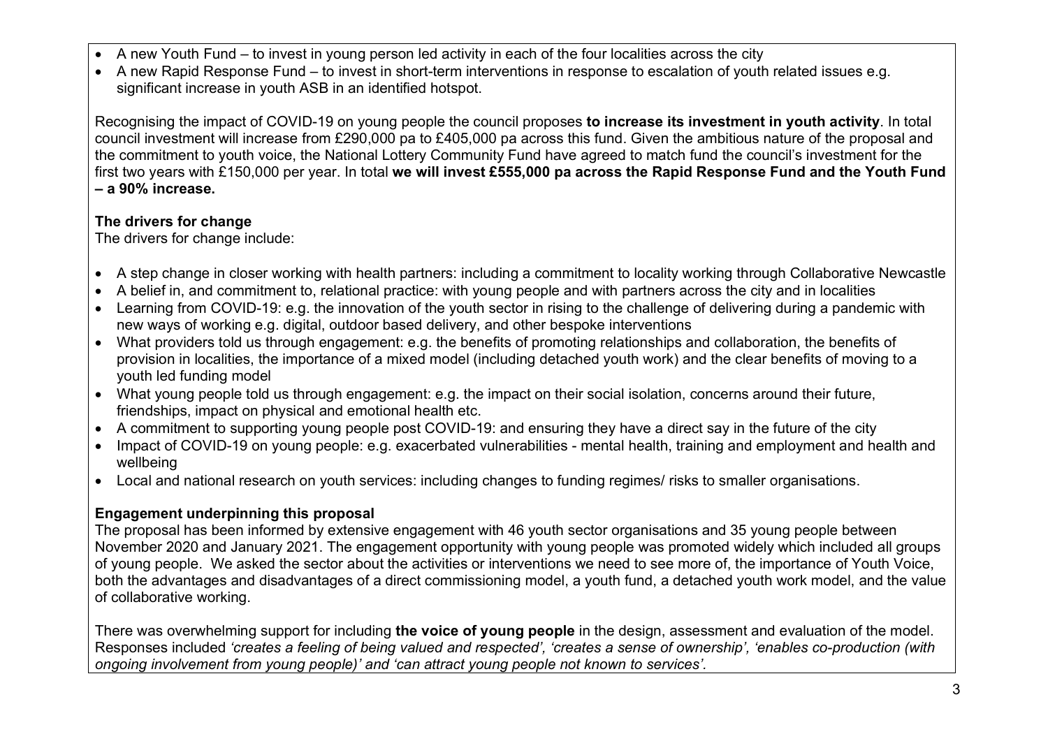- A new Youth Fund – to invest in young person led activity in each of the four localities across the city
- A new Rapid Response Fund – to invest in short-term interventions in response to escalation of youth related issues e.g. significant increase in youth ASB in an identified hotspot.

Recognising the impact of COVID-19 on young people the council proposes **to increase its investment in youth activity**. In total council investment will increase from £290,000 pa to £405,000 pa across this fund. Given the ambitious nature of the proposal and the commitment to youth voice, the National Lottery Community Fund have agreed to match fund the council's investment for the first two years with £150,000 per year. In total **we will invest £555,000 pa across the Rapid Response Fund and the Youth Fund – a 90% increase.**

**The drivers for change**

The drivers for change include:

- A step change in closer working with health partners: including a commitment to locality working through Collaborative Newcastle
- A belief in, and commitment to, relational practice: with young people and with partners across the city and in localities
- Learning from COVID-19: e.g. the innovation of the youth sector in rising to the challenge of delivering during a pandemic with new ways of working e.g. digital, outdoor based delivery, and other bespoke interventions
- What providers told us through engagement: e.g. the benefits of promoting relationships and collaboration, the benefits of provision in localities, the importance of a mixed model (including detached youth work) and the clear benefits of moving to a youth led funding model
- What young people told us through engagement: e.g. the impact on their social isolation, concerns around their future, friendships, impact on physical and emotional health etc.
- A commitment to supporting young people post COVID-19: and ensuring they have a direct say in the future of the city
- Impact of COVID-19 on young people: e.g. exacerbated vulnerabilities - mental health, training and employment and health and wellbeing
- Local and national research on youth services: including changes to funding regimes/ risks to smaller organisations.

**Engagement underpinning this proposal**

The proposal has been informed by extensive engagement with 46 youth sector organisations and 35 young people between November 2020 and January 2021. The engagement opportunity with young people was promoted widely which included all groups of young people. We asked the sector about the activities or interventions we need to see more of, the importance of Youth Voice, both the advantages and disadvantages of a direct commissioning model, a youth fund, a detached youth work model, and the value of collaborative working.

There was overwhelming support for including **the voice of young people** in the design, assessment and evaluation of the model. Responses included *'creates a feeling of being valued and respected', 'creates a sense of ownership', 'enables co-production (with ongoing involvement from young people)' and 'can attract young people not known to services'*.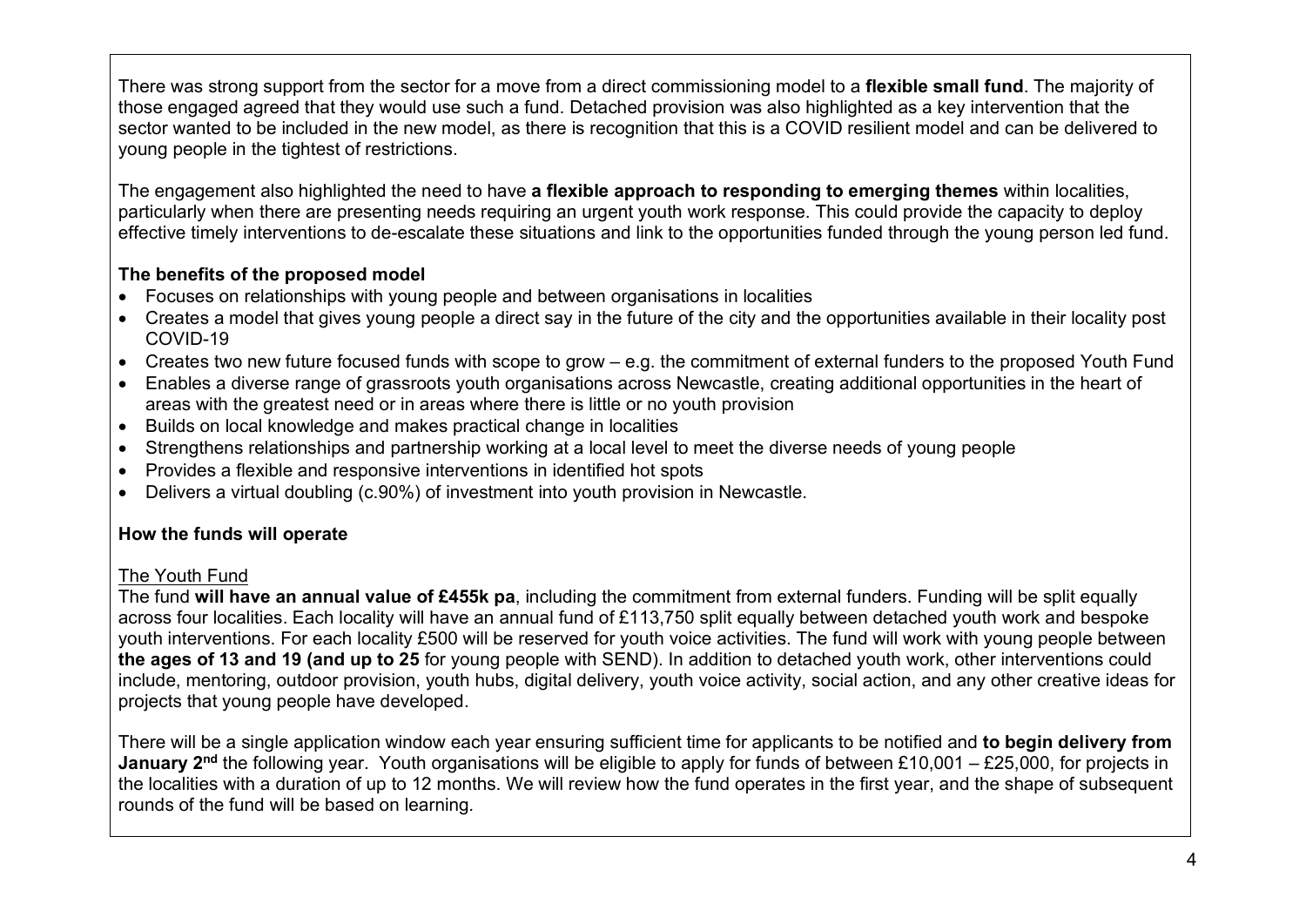There was strong support from the sector for a move from a direct commissioning model to a **flexible small fund**. The majority of those engaged agreed that they would use such a fund. Detached provision was also highlighted as a key intervention that the sector wanted to be included in the new model, as there is recognition that this is a COVID resilient model and can be delivered to young people in the tightest of restrictions.

The engagement also highlighted the need to have **a flexible approach to responding to emerging themes** within localities, particularly when there are presenting needs requiring an urgent youth work response. This could provide the capacity to deploy effective timely interventions to de-escalate these situations and link to the opportunities funded through the young person led fund.

**The benefits of the proposed model**

- Focuses on relationships with young people and between organisations in localities
- Creates a model that gives young people a direct say in the future of the city and the opportunities available in their locality post COVID-19
- Creates two new future focused funds with scope to grow – e.g. the commitment of external funders to the proposed Youth Fund
- Enables a diverse range of grassroots youth organisations across Newcastle, creating additional opportunities in the heart of areas with the greatest need or in areas where there is little or no youth provision
- Builds on local knowledge and makes practical change in localities
- Strengthens relationships and partnership working at a local level to meet the diverse needs of young people
- Provides a flexible and responsive interventions in identified hot spots
- Delivers a virtual doubling (c.90%) of investment into youth provision in Newcastle.

**How the funds will operate**

The Youth Fund

The fund **will have an annual value of £455k pa**, including the commitment from external funders. Funding will be split equally across four localities. Each locality will have an annual fund of £113,750 split equally between detached youth work and bespoke youth interventions. For each locality £500 will be reserved for youth voice activities. The fund will work with young people between **the ages of 13 and 19 (and up to 25** for young people with SEND). In addition to detached youth work, other interventions could include, mentoring, outdoor provision, youth hubs, digital delivery, youth voice activity, social action, and any other creative ideas for projects that young people have developed.

There will be a single application window each year ensuring sufficient time for applicants to be notified and **to begin delivery from January 2nd** the following year. Youth organisations will be eligible to apply for funds of between £10,001 – £25,000, for projects in the localities with a duration of up to 12 months. We will review how the fund operates in the first year, and the shape of subsequent rounds of the fund will be based on learning.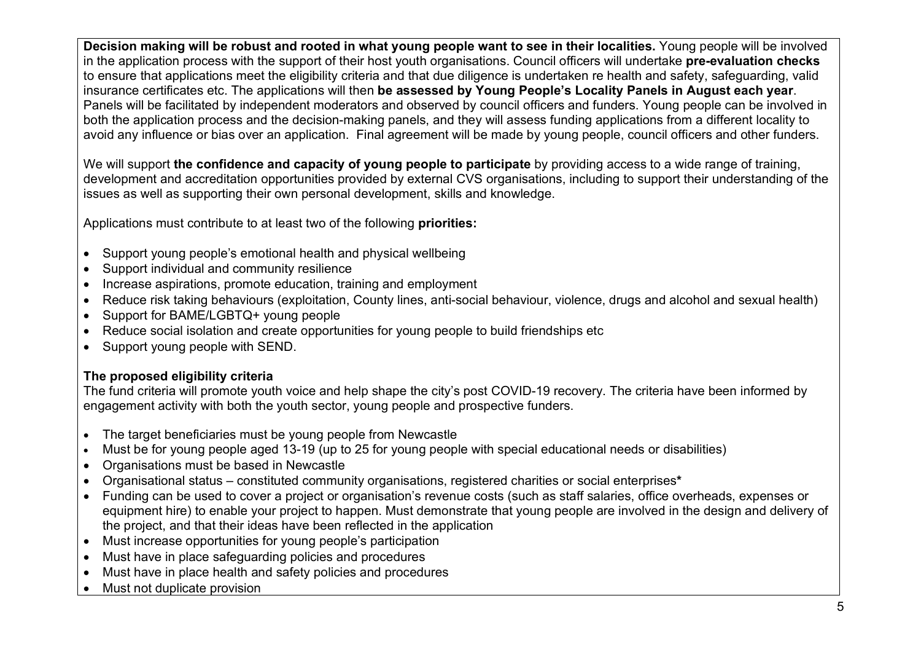**Decision making will be robust and rooted in what young people want to see in their localities.** Young people will be involved in the application process with the support of their host youth organisations. Council officers will undertake **pre-evaluation checks** to ensure that applications meet the eligibility criteria and that due diligence is undertaken re health and safety, safeguarding, valid insurance certificates etc. The applications will then **be assessed by Young People's Locality Panels in August each year**. Panels will be facilitated by independent moderators and observed by council officers and funders. Young people can be involved in both the application process and the decision-making panels, and they will assess funding applications from a different locality to avoid any influence or bias over an application. Final agreement will be made by young people, council officers and other funders.

We will support **the confidence and capacity of young people to participate** by providing access to a wide range of training, development and accreditation opportunities provided by external CVS organisations, including to support their understanding of the issues as well as supporting their own personal development, skills and knowledge.

Applications must contribute to at least two of the following **priorities:**

- Support young people's emotional health and physical wellbeing
- Support individual and community resilience
- Increase aspirations, promote education, training and employment
- Reduce risk taking behaviours (exploitation, County lines, anti-social behaviour, violence, drugs and alcohol and sexual health)
- Support for BAME/LGBTQ+ young people
- Reduce social isolation and create opportunities for young people to build friendships etc
- Support young people with SEND.

**The proposed eligibility criteria**

The fund criteria will promote youth voice and help shape the city's post COVID-19 recovery. The criteria have been informed by engagement activity with both the youth sector, young people and prospective funders.

- The target beneficiaries must be young people from Newcastle
- Must be for young people aged 13-19 (up to 25 for young people with special educational needs or disabilities)
- Organisations must be based in Newcastle
- Organisational status – constituted community organisations, registered charities or social enterprises**\***
- Funding can be used to cover a project or organisation's revenue costs (such as staff salaries, office overheads, expenses or equipment hire) to enable your project to happen. Must demonstrate that young people are involved in the design and delivery of the project, and that their ideas have been reflected in the application
- Must increase opportunities for young people's participation
- Must have in place safeguarding policies and procedures
- Must have in place health and safety policies and procedures
- Must not duplicate provision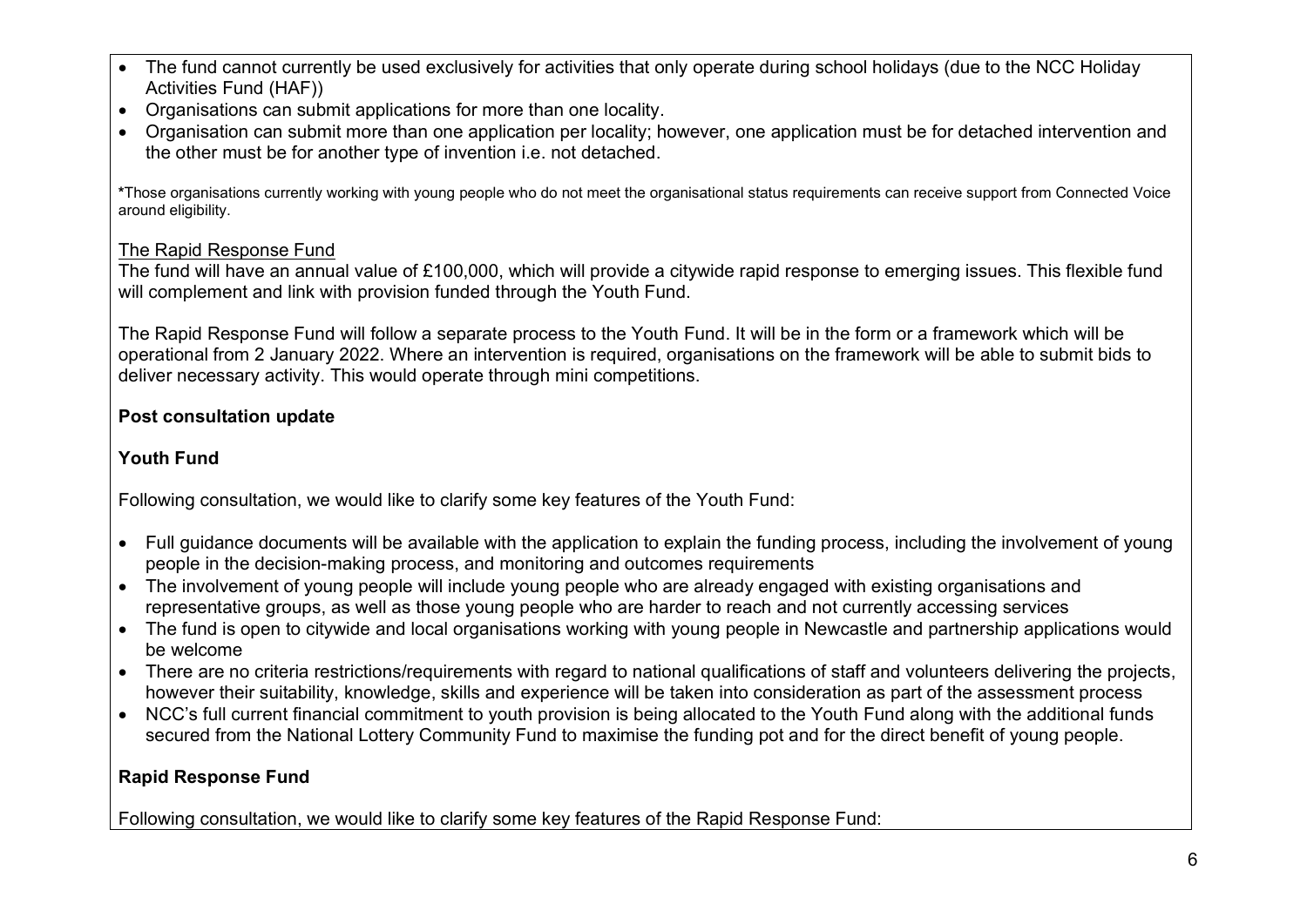- The fund cannot currently be used exclusively for activities that only operate during school holidays (due to the NCC Holiday Activities Fund (HAF))
- Organisations can submit applications for more than one locality.
- Organisation can submit more than one application per locality; however, one application must be for detached intervention and the other must be for another type of invention i.e. not detached.

*Those organisations currently working with young people who do not meet the organisational status requirements can receive support from Connected Voice around eligibility.

The Rapid Response Fund

The fund will have an annual value of £100,000, which will provide a citywide rapid response to emerging issues. This flexible fund will complement and link with provision funded through the Youth Fund.

The Rapid Response Fund will follow a separate process to the Youth Fund. It will be in the form or a framework which will be operational from 2 January 2022. Where an intervention is required, organisations on the framework will be able to submit bids to deliver necessary activity. This would operate through mini competitions.

**Post consultation update**

**Youth Fund**

Following consultation, we would like to clarify some key features of the Youth Fund:

- Full guidance documents will be available with the application to explain the funding process, including the involvement of young people in the decision-making process, and monitoring and outcomes requirements
- The involvement of young people will include young people who are already engaged with existing organisations and representative groups, as well as those young people who are harder to reach and not currently accessing services
- The fund is open to citywide and local organisations working with young people in Newcastle and partnership applications would be welcome
- There are no criteria restrictions/requirements with regard to national qualifications of staff and volunteers delivering the projects, however their suitability, knowledge, skills and experience will be taken into consideration as part of the assessment process
- NCC's full current financial commitment to youth provision is being allocated to the Youth Fund along with the additional funds secured from the National Lottery Community Fund to maximise the funding pot and for the direct benefit of young people.

**Rapid Response Fund**

Following consultation, we would like to clarify some key features of the Rapid Response Fund: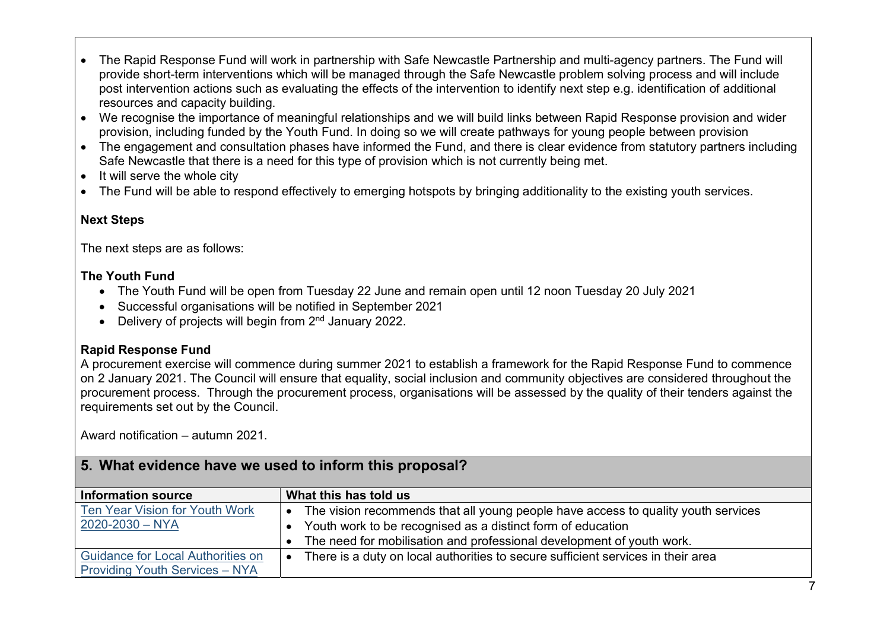- The Rapid Response Fund will work in partnership with Safe Newcastle Partnership and multi-agency partners. The Fund will provide short-term interventions which will be managed through the Safe Newcastle problem solving process and will include post intervention actions such as evaluating the effects of the intervention to identify next step e.g. identification of additional resources and capacity building.
- We recognise the importance of meaningful relationships and we will build links between Rapid Response provision and wider provision, including funded by the Youth Fund. In doing so we will create pathways for young people between provision
- The engagement and consultation phases have informed the Fund, and there is clear evidence from statutory partners including Safe Newcastle that there is a need for this type of provision which is not currently being met.
- It will serve the whole city
- The Fund will be able to respond effectively to emerging hotspots by bringing additionality to the existing youth services.

**Next Steps**

The next steps are as follows:

**The Youth Fund**

- The Youth Fund will be open from Tuesday 22 June and remain open until 12 noon Tuesday 20 July 2021
- Successful organisations will be notified in September 2021
- Delivery of projects will begin from 2nd January 2022.

**Rapid Response Fund**

A procurement exercise will commence during summer 2021 to establish a framework for the Rapid Response Fund to commence on 2 January 2021. The Council will ensure that equality, social inclusion and community objectives are considered throughout the procurement process. Through the procurement process, organisations will be assessed by the quality of their tenders against the requirements set out by the Council.

Award notification – autumn 2021.

## 5. What evidence have we used to inform this proposal?

| Information source | What this has told us |
|---|---|
| Ten Year Vision for Youth Work 2020-2030 – NYA | • The vision recommends that all young people have access to quality youth services<br>• Youth work to be recognised as a distinct form of education<br>• The need for mobilisation and professional development of youth work. |
| Guidance for Local Authorities on Providing Youth Services – NYA | • There is a duty on local authorities to secure sufficient services in their area |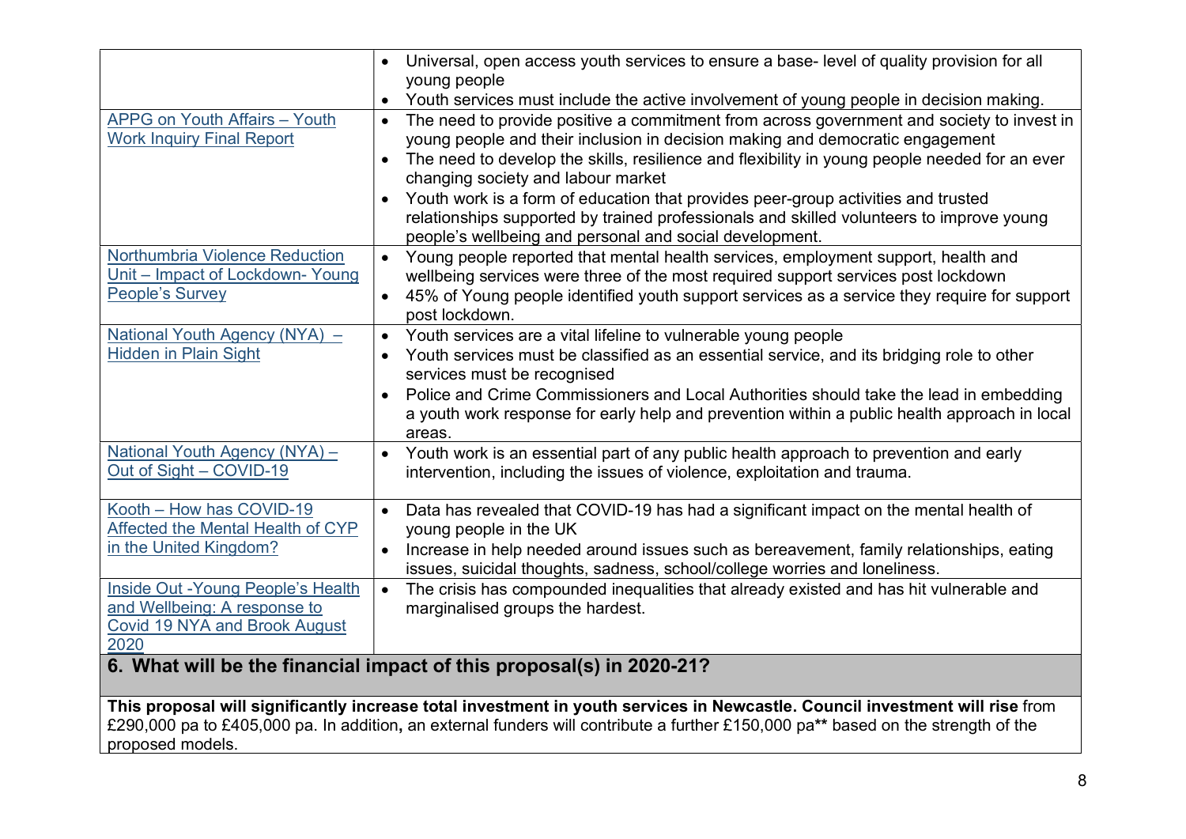| | |
|---|---|
| | • Universal, open access youth services to ensure a base- level of quality provision for all young people<br>• Youth services must include the active involvement of young people in decision making. |
| APPG on Youth Affairs – Youth Work Inquiry Final Report | • The need to provide positive a commitment from across government and society to invest in young people and their inclusion in decision making and democratic engagement<br>• The need to develop the skills, resilience and flexibility in young people needed for an ever changing society and labour market<br>• Youth work is a form of education that provides peer-group activities and trusted relationships supported by trained professionals and skilled volunteers to improve young people's wellbeing and personal and social development. |
| Northumbria Violence Reduction Unit – Impact of Lockdown- Young People's Survey | • Young people reported that mental health services, employment support, health and wellbeing services were three of the most required support services post lockdown<br>• 45% of Young people identified youth support services as a service they require for support post lockdown. |
| National Youth Agency (NYA) – Hidden in Plain Sight | • Youth services are a vital lifeline to vulnerable young people<br>• Youth services must be classified as an essential service, and its bridging role to other services must be recognised<br>• Police and Crime Commissioners and Local Authorities should take the lead in embedding a youth work response for early help and prevention within a public health approach in local areas. |
| National Youth Agency (NYA) – Out of Sight – COVID-19 | • Youth work is an essential part of any public health approach to prevention and early intervention, including the issues of violence, exploitation and trauma. |
| Kooth – How has COVID-19 Affected the Mental Health of CYP in the United Kingdom? | • Data has revealed that COVID-19 has had a significant impact on the mental health of young people in the UK<br>• Increase in help needed around issues such as bereavement, family relationships, eating issues, suicidal thoughts, sadness, school/college worries and loneliness. |
| Inside Out -Young People's Health and Wellbeing: A response to Covid 19 NYA and Brook August 2020 | • The crisis has compounded inequalities that already existed and has hit vulnerable and marginalised groups the hardest. |

## 6. What will be the financial impact of this proposal(s) in 2020-21?

**This proposal will significantly increase total investment in youth services in Newcastle. Council investment will rise** from £290,000 pa to £405,000 pa. In addition**,** an external funders will contribute a further £150,000 pa** based on the strength of the proposed models.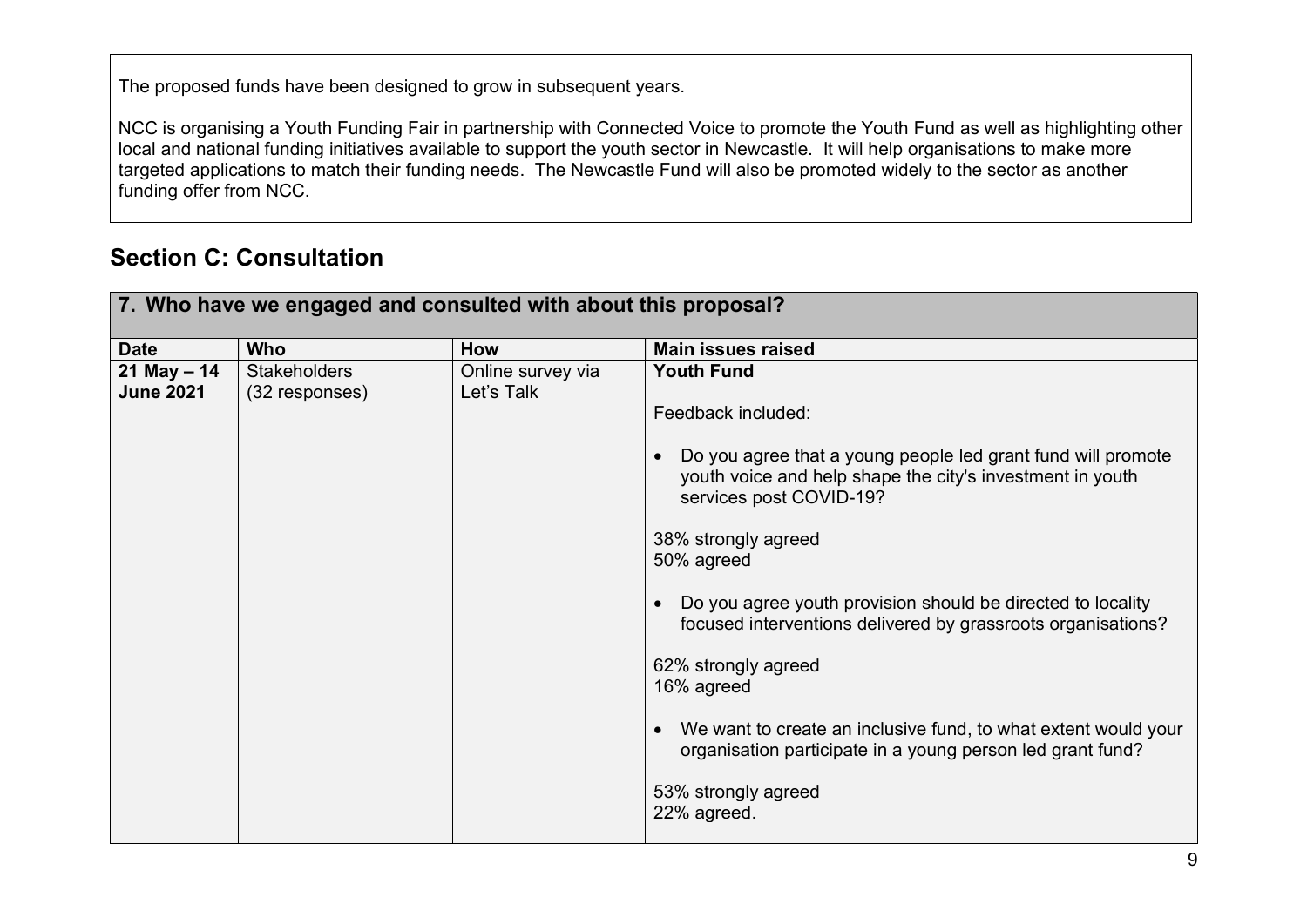The proposed funds have been designed to grow in subsequent years.

NCC is organising a Youth Funding Fair in partnership with Connected Voice to promote the Youth Fund as well as highlighting other local and national funding initiatives available to support the youth sector in Newcastle. It will help organisations to make more targeted applications to match their funding needs. The Newcastle Fund will also be promoted widely to the sector as another funding offer from NCC.

## Section C: Consultation

| **7. Who have we engaged and consulted with about this proposal?** | | | |
|---|---|---|---|
| **Date** | **Who** | **How** | **Main issues raised** |
| **21 May – 14 June 2021** | Stakeholders (32 responses) | Online survey via Let's Talk | **Youth Fund**<br><br>Feedback included:<br><br>• Do you agree that a young people led grant fund will promote youth voice and help shape the city's investment in youth services post COVID-19?<br><br>38% strongly agreed<br>50% agreed<br><br>• Do you agree youth provision should be directed to locality focused interventions delivered by grassroots organisations?<br><br>62% strongly agreed<br>16% agreed<br><br>• We want to create an inclusive fund, to what extent would your organisation participate in a young person led grant fund?<br><br>53% strongly agreed<br>22% agreed. |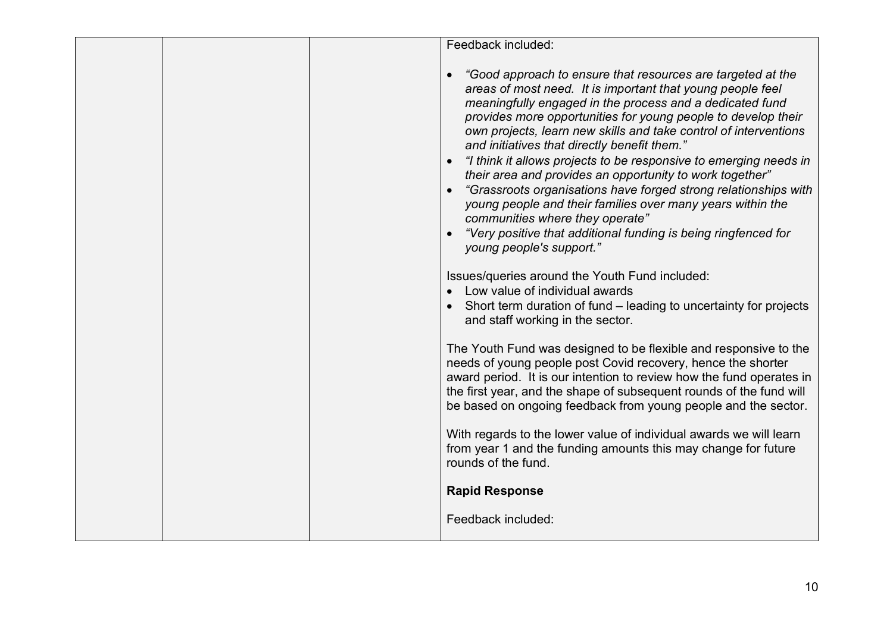| | | | Feedback included:<br><br>• *"Good approach to ensure that resources are targeted at the areas of most need. It is important that young people feel meaningfully engaged in the process and a dedicated fund provides more opportunities for young people to develop their own projects, learn new skills and take control of interventions and initiatives that directly benefit them."*<br>• *"I think it allows projects to be responsive to emerging needs in their area and provides an opportunity to work together"*<br>• *"Grassroots organisations have forged strong relationships with young people and their families over many years within the communities where they operate"*<br>• *"Very positive that additional funding is being ringfenced for young people's support."*<br><br>Issues/queries around the Youth Fund included:<br>• Low value of individual awards<br>• Short term duration of fund – leading to uncertainty for projects and staff working in the sector.<br><br>The Youth Fund was designed to be flexible and responsive to the needs of young people post Covid recovery, hence the shorter award period. It is our intention to review how the fund operates in the first year, and the shape of subsequent rounds of the fund will be based on ongoing feedback from young people and the sector.<br><br>With regards to the lower value of individual awards we will learn from year 1 and the funding amounts this may change for future rounds of the fund.<br><br>**Rapid Response**<br><br>Feedback included: |
|---|---|---|---|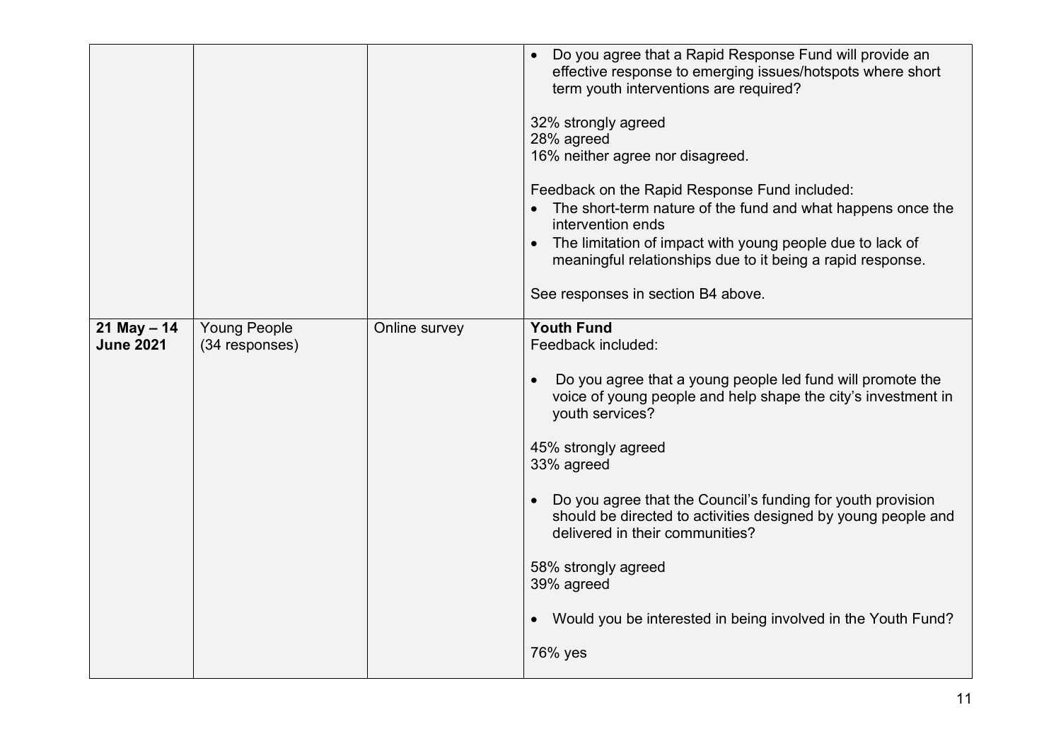| | | | |
|---|---|---|---|
| | | | • Do you agree that a Rapid Response Fund will provide an effective response to emerging issues/hotspots where short term youth interventions are required?<br><br>32% strongly agreed<br>28% agreed<br>16% neither agree nor disagreed.<br><br>Feedback on the Rapid Response Fund included:<br>• The short-term nature of the fund and what happens once the intervention ends<br>• The limitation of impact with young people due to lack of meaningful relationships due to it being a rapid response.<br><br>See responses in section B4 above. |
| **21 May – 14 June 2021** | Young People (34 responses) | Online survey | **Youth Fund**<br>Feedback included:<br><br>• Do you agree that a young people led fund will promote the voice of young people and help shape the city's investment in youth services?<br><br>45% strongly agreed<br>33% agreed<br><br>• Do you agree that the Council's funding for youth provision should be directed to activities designed by young people and delivered in their communities?<br><br>58% strongly agreed<br>39% agreed<br><br>• Would you be interested in being involved in the Youth Fund?<br><br>76% yes |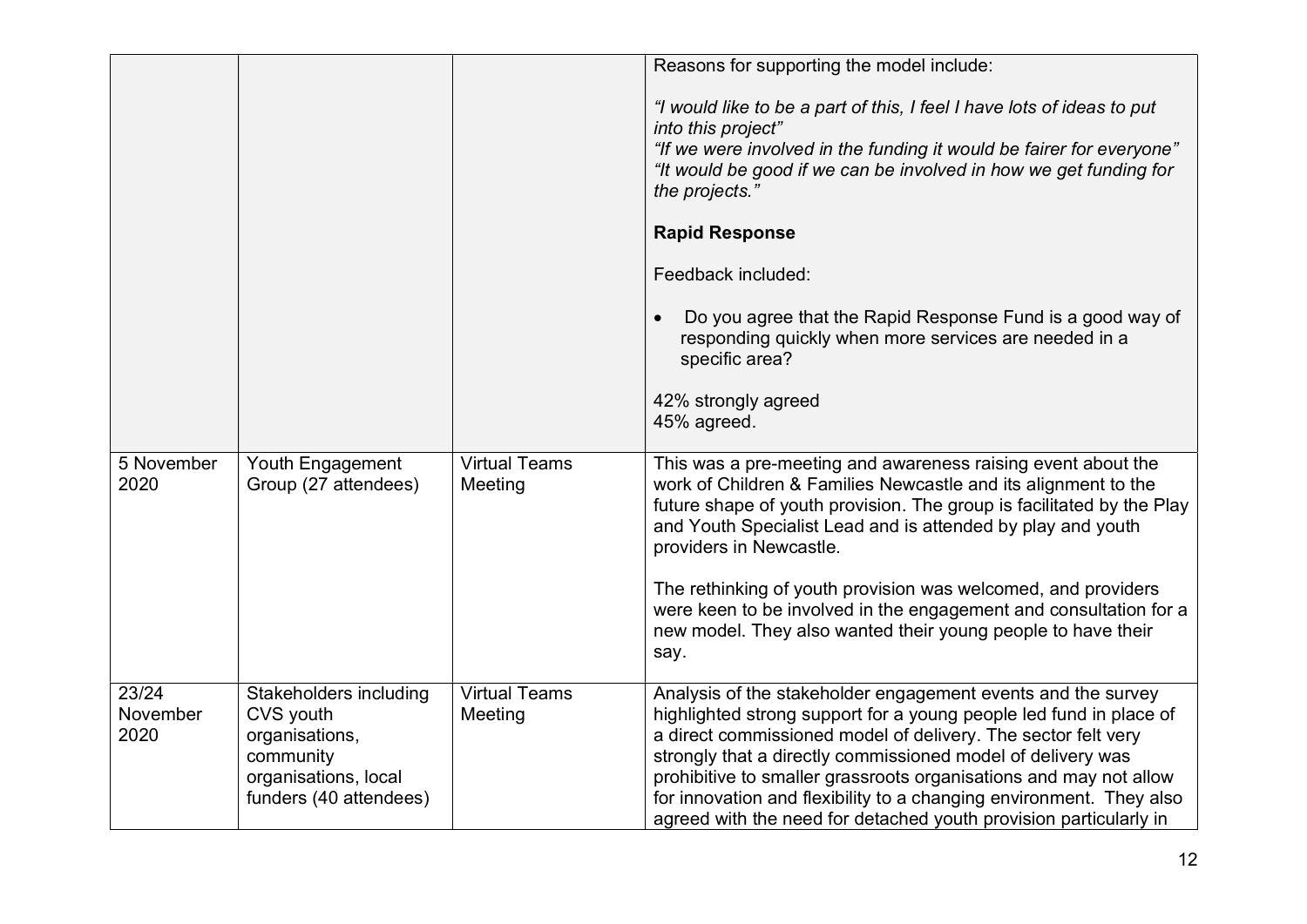| | | | |
|---|---|---|---|
| | | | Reasons for supporting the model include:<br><br>*"I would like to be a part of this, I feel I have lots of ideas to put into this project"*<br>*"If we were involved in the funding it would be fairer for everyone"*<br>*"It would be good if we can be involved in how we get funding for the projects."*<br><br>**Rapid Response**<br><br>Feedback included:<br><br>• Do you agree that the Rapid Response Fund is a good way of responding quickly when more services are needed in a specific area?<br><br>42% strongly agreed<br>45% agreed. |
| 5 November 2020 | Youth Engagement Group (27 attendees) | Virtual Teams Meeting | This was a pre-meeting and awareness raising event about the work of Children & Families Newcastle and its alignment to the future shape of youth provision. The group is facilitated by the Play and Youth Specialist Lead and is attended by play and youth providers in Newcastle.<br><br>The rethinking of youth provision was welcomed, and providers were keen to be involved in the engagement and consultation for a new model. They also wanted their young people to have their say. |
| 23/24 November 2020 | Stakeholders including CVS youth organisations, community organisations, local funders (40 attendees) | Virtual Teams Meeting | Analysis of the stakeholder engagement events and the survey highlighted strong support for a young people led fund in place of a direct commissioned model of delivery. The sector felt very strongly that a directly commissioned model of delivery was prohibitive to smaller grassroots organisations and may not allow for innovation and flexibility to a changing environment. They also agreed with the need for detached youth provision particularly in |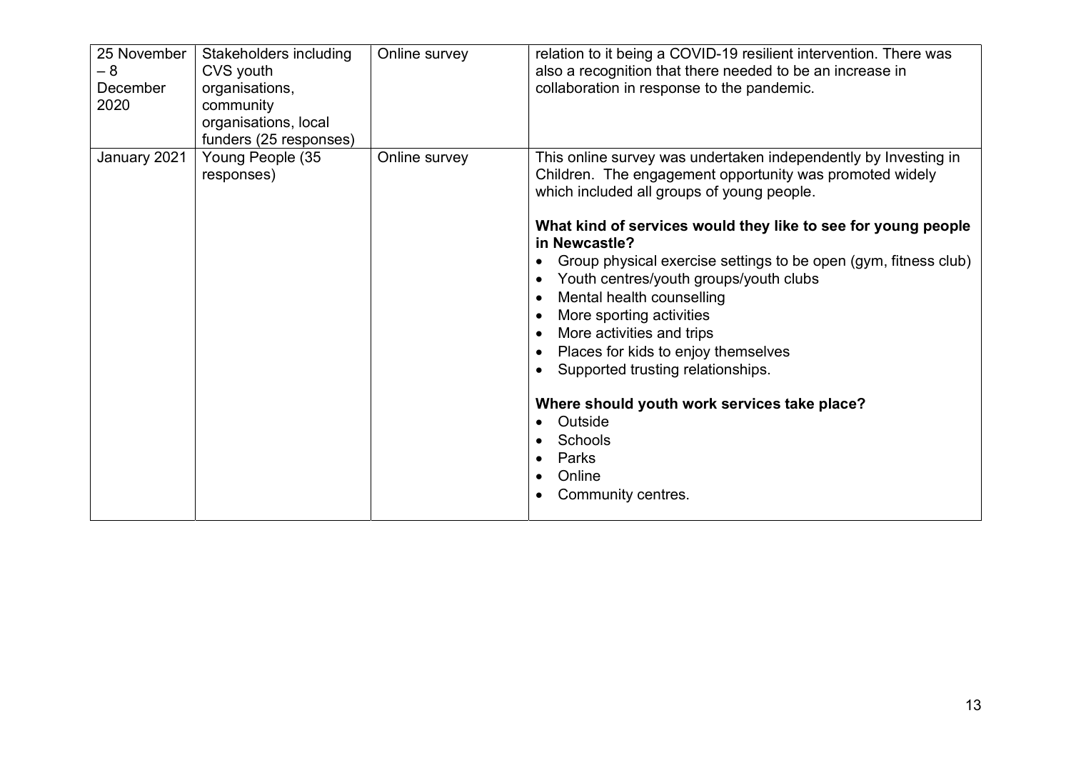| | | | |
|---|---|---|---|
| 25 November – 8 December 2020 | Stakeholders including CVS youth organisations, community organisations, local funders (25 responses) | Online survey | relation to it being a COVID-19 resilient intervention. There was also a recognition that there needed to be an increase in collaboration in response to the pandemic. |
| January 2021 | Young People (35 responses) | Online survey | This online survey was undertaken independently by Investing in Children. The engagement opportunity was promoted widely which included all groups of young people.<br><br>**What kind of services would they like to see for young people in Newcastle?**<br>• Group physical exercise settings to be open (gym, fitness club)<br>• Youth centres/youth groups/youth clubs<br>• Mental health counselling<br>• More sporting activities<br>• More activities and trips<br>• Places for kids to enjoy themselves<br>• Supported trusting relationships.<br><br>**Where should youth work services take place?**<br>• Outside<br>• Schools<br>• Parks<br>• Online<br>• Community centres. |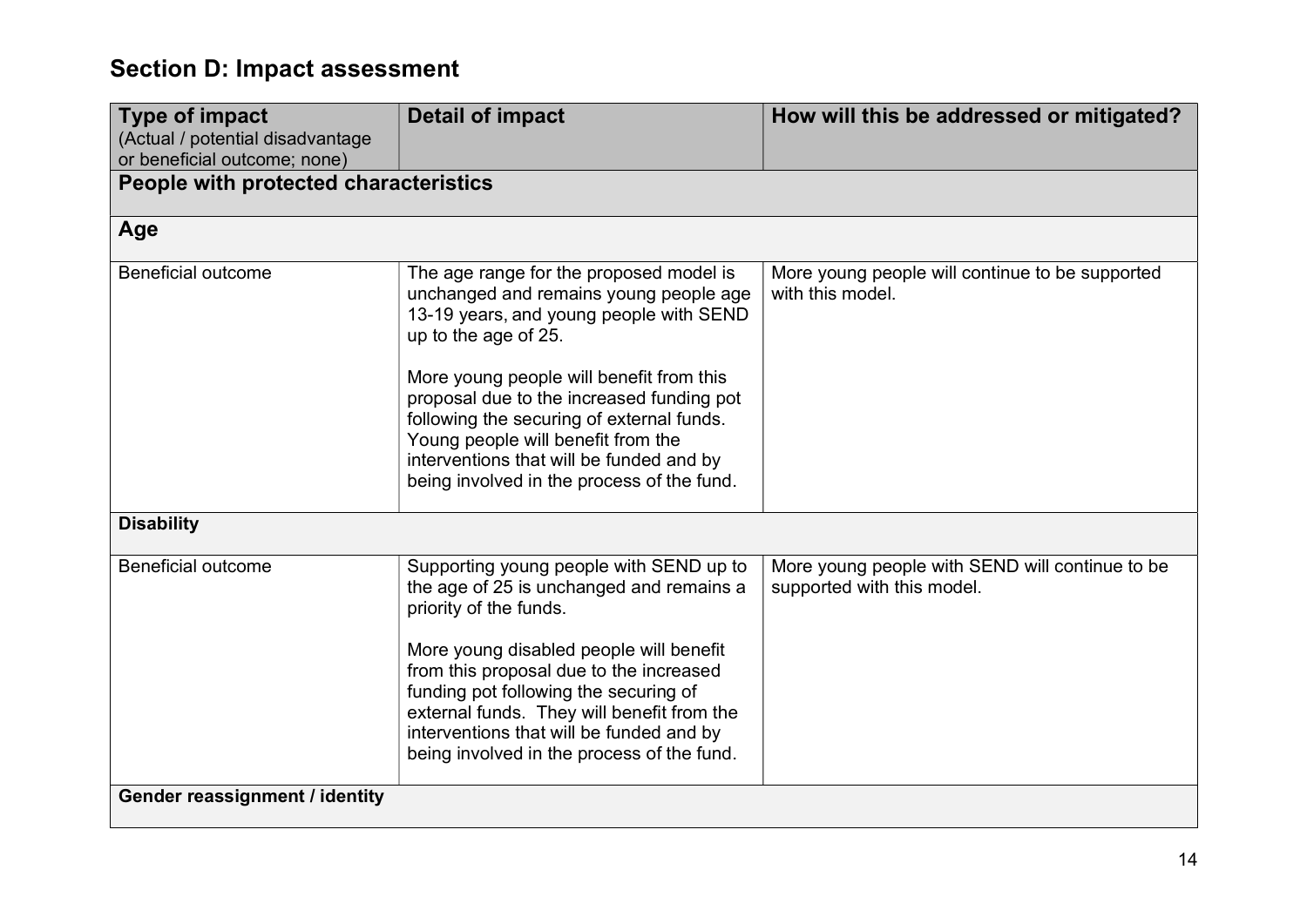## Section D: Impact assessment

| **Type of impact** (Actual / potential disadvantage or beneficial outcome; none) | **Detail of impact** | **How will this be addressed or mitigated?** |
|---|---|---|
| **People with protected characteristics** | | |
| **Age** | | |
| Beneficial outcome | The age range for the proposed model is unchanged and remains young people age 13-19 years, and young people with SEND up to the age of 25.<br><br>More young people will benefit from this proposal due to the increased funding pot following the securing of external funds. Young people will benefit from the interventions that will be funded and by being involved in the process of the fund. | More young people will continue to be supported with this model. |
| **Disability** | | |
| Beneficial outcome | Supporting young people with SEND up to the age of 25 is unchanged and remains a priority of the funds.<br><br>More young disabled people will benefit from this proposal due to the increased funding pot following the securing of external funds. They will benefit from the interventions that will be funded and by being involved in the process of the fund. | More young people with SEND will continue to be supported with this model. |
| **Gender reassignment / identity** | | |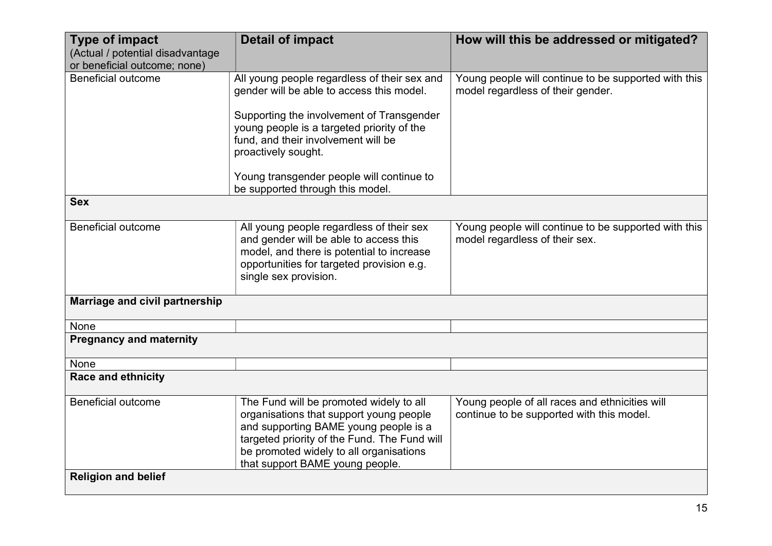| Type of impact (Actual / potential disadvantage or beneficial outcome; none) | Detail of impact | How will this be addressed or mitigated? |
|---|---|---|
| Beneficial outcome | All young people regardless of their sex and gender will be able to access this model.<br><br>Supporting the involvement of Transgender young people is a targeted priority of the fund, and their involvement will be proactively sought.<br><br>Young transgender people will continue to be supported through this model. | Young people will continue to be supported with this model regardless of their gender. |
| **Sex** | | |
| Beneficial outcome | All young people regardless of their sex and gender will be able to access this model, and there is potential to increase opportunities for targeted provision e.g. single sex provision. | Young people will continue to be supported with this model regardless of their sex. |
| **Marriage and civil partnership** | | |
| None | | |
| **Pregnancy and maternity** | | |
| None | | |
| **Race and ethnicity** | | |
| Beneficial outcome | The Fund will be promoted widely to all organisations that support young people and supporting BAME young people is a targeted priority of the Fund. The Fund will be promoted widely to all organisations that support BAME young people. | Young people of all races and ethnicities will continue to be supported with this model. |
| **Religion and belief** | | |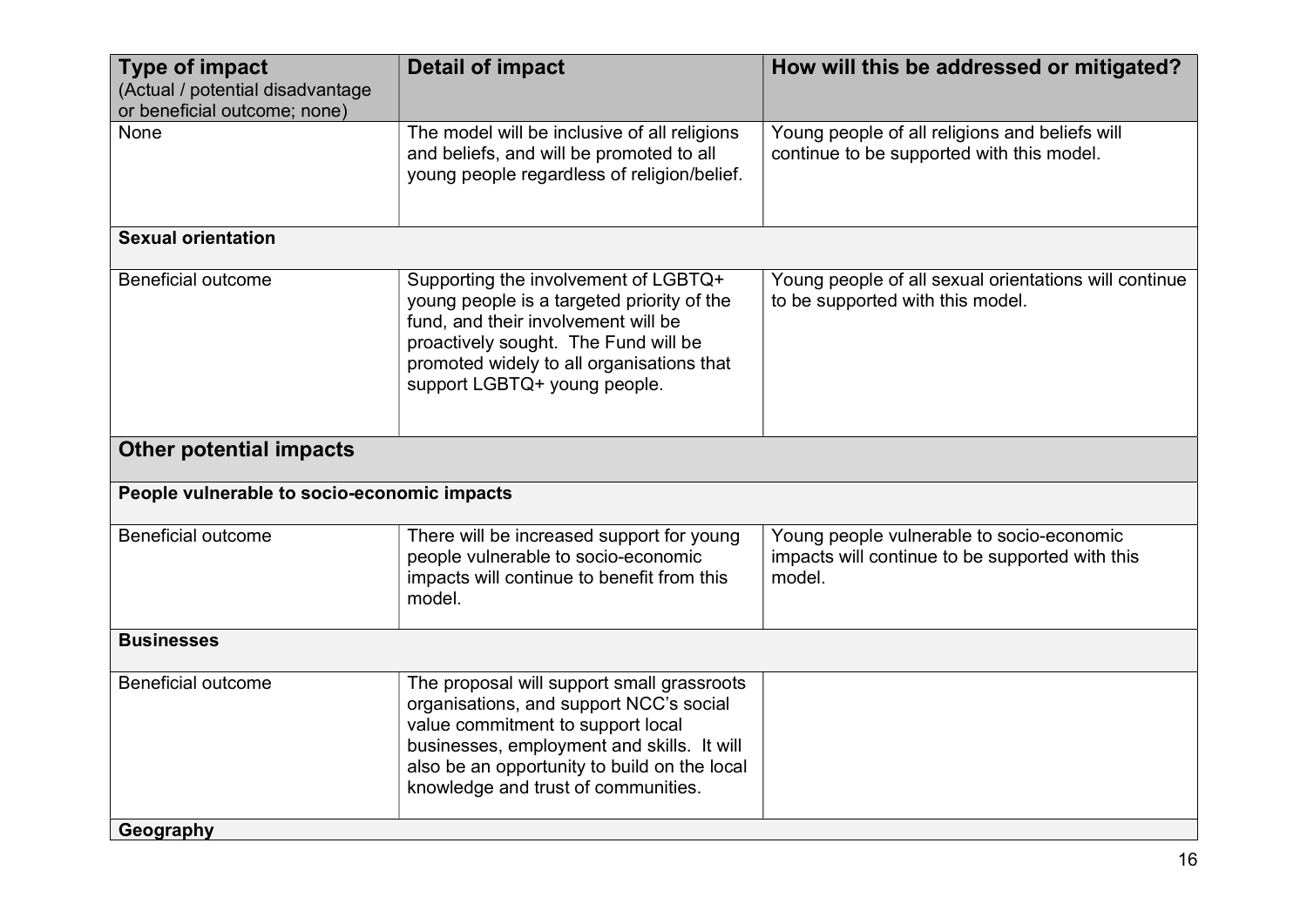| **Type of impact** (Actual / potential disadvantage or beneficial outcome; none) | **Detail of impact** | **How will this be addressed or mitigated?** |
|---|---|---|
| None | The model will be inclusive of all religions and beliefs, and will be promoted to all young people regardless of religion/belief. | Young people of all religions and beliefs will continue to be supported with this model. |
| **Sexual orientation** | | |
| Beneficial outcome | Supporting the involvement of LGBTQ+ young people is a targeted priority of the fund, and their involvement will be proactively sought. The Fund will be promoted widely to all organisations that support LGBTQ+ young people. | Young people of all sexual orientations will continue to be supported with this model. |
| **Other potential impacts** | | |
| **People vulnerable to socio-economic impacts** | | |
| Beneficial outcome | There will be increased support for young people vulnerable to socio-economic impacts will continue to benefit from this model. | Young people vulnerable to socio-economic impacts will continue to be supported with this model. |
| **Businesses** | | |
| Beneficial outcome | The proposal will support small grassroots organisations, and support NCC's social value commitment to support local businesses, employment and skills. It will also be an opportunity to build on the local knowledge and trust of communities. | |
| **Geography** | | |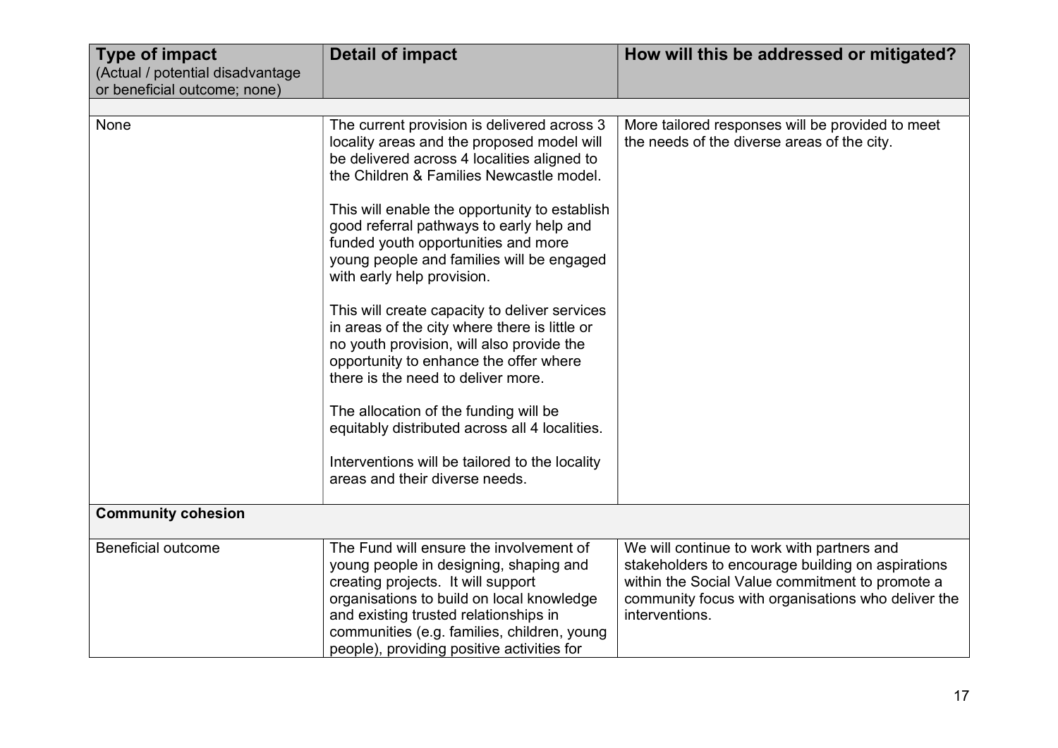| **Type of impact** (Actual / potential disadvantage or beneficial outcome; none) | **Detail of impact** | **How will this be addressed or mitigated?** |
|---|---|---|
| | | |
| None | The current provision is delivered across 3 locality areas and the proposed model will be delivered across 4 localities aligned to the Children & Families Newcastle model.<br><br>This will enable the opportunity to establish good referral pathways to early help and funded youth opportunities and more young people and families will be engaged with early help provision.<br><br>This will create capacity to deliver services in areas of the city where there is little or no youth provision, will also provide the opportunity to enhance the offer where there is the need to deliver more.<br><br>The allocation of the funding will be equitably distributed across all 4 localities.<br><br>Interventions will be tailored to the locality areas and their diverse needs. | More tailored responses will be provided to meet the needs of the diverse areas of the city. |
| **Community cohesion** | | |
| Beneficial outcome | The Fund will ensure the involvement of young people in designing, shaping and creating projects. It will support organisations to build on local knowledge and existing trusted relationships in communities (e.g. families, children, young people), providing positive activities for | We will continue to work with partners and stakeholders to encourage building on aspirations within the Social Value commitment to promote a community focus with organisations who deliver the interventions. |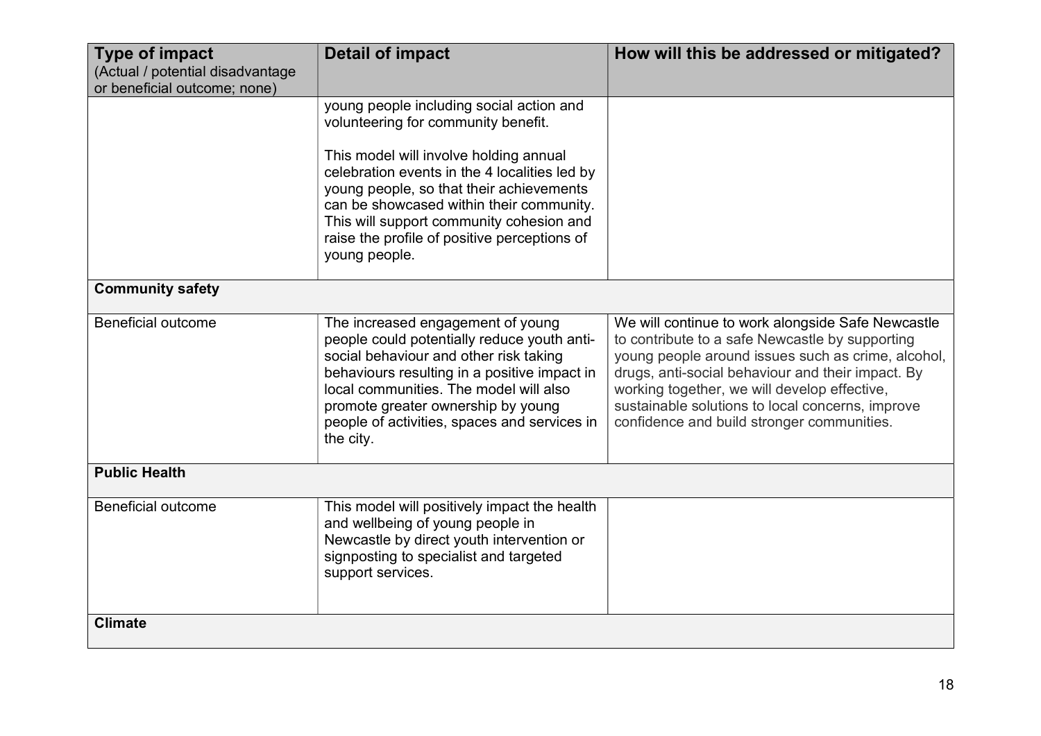| **Type of impact** (Actual / potential disadvantage or beneficial outcome; none) | **Detail of impact** | **How will this be addressed or mitigated?** |
| --- | --- | --- |
| | young people including social action and volunteering for community benefit.<br><br>This model will involve holding annual celebration events in the 4 localities led by young people, so that their achievements can be showcased within their community. This will support community cohesion and raise the profile of positive perceptions of young people. | |
| **Community safety** | | |
| Beneficial outcome | The increased engagement of young people could potentially reduce youth anti-social behaviour and other risk taking behaviours resulting in a positive impact in local communities. The model will also promote greater ownership by young people of activities, spaces and services in the city. | We will continue to work alongside Safe Newcastle to contribute to a safe Newcastle by supporting young people around issues such as crime, alcohol, drugs, anti-social behaviour and their impact. By working together, we will develop effective, sustainable solutions to local concerns, improve confidence and build stronger communities. |
| **Public Health** | | |
| Beneficial outcome | This model will positively impact the health and wellbeing of young people in Newcastle by direct youth intervention or signposting to specialist and targeted support services. | |
| **Climate** | | |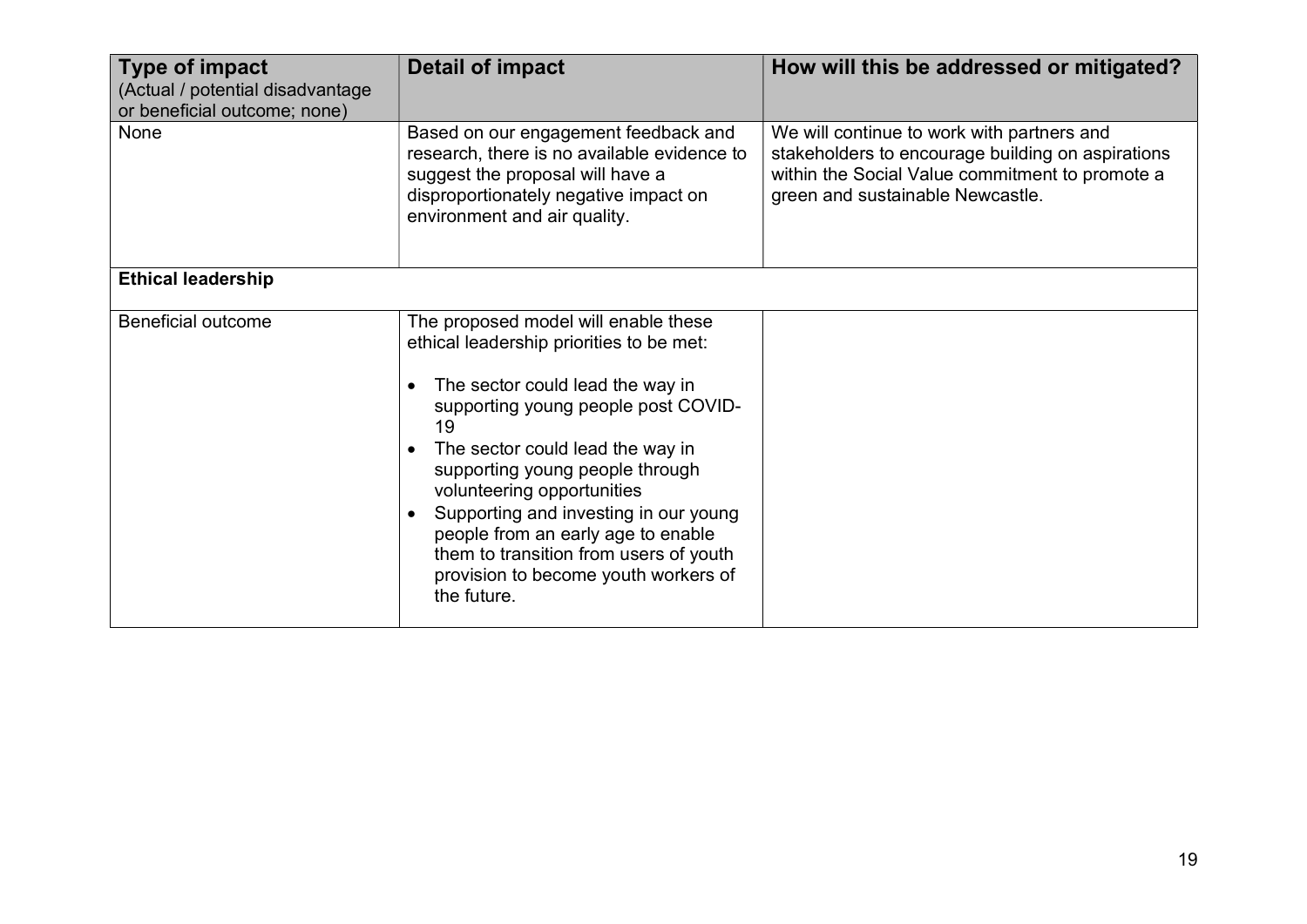| **Type of impact** (Actual / potential disadvantage or beneficial outcome; none) | **Detail of impact** | **How will this be addressed or mitigated?** |
|---|---|---|
| None | Based on our engagement feedback and research, there is no available evidence to suggest the proposal will have a disproportionately negative impact on environment and air quality. | We will continue to work with partners and stakeholders to encourage building on aspirations within the Social Value commitment to promote a green and sustainable Newcastle. |
| **Ethical leadership** | | |
| Beneficial outcome | The proposed model will enable these ethical leadership priorities to be met:<br><br>• The sector could lead the way in supporting young people post COVID-19<br>• The sector could lead the way in supporting young people through volunteering opportunities<br>• Supporting and investing in our young people from an early age to enable them to transition from users of youth provision to become youth workers of the future. | |